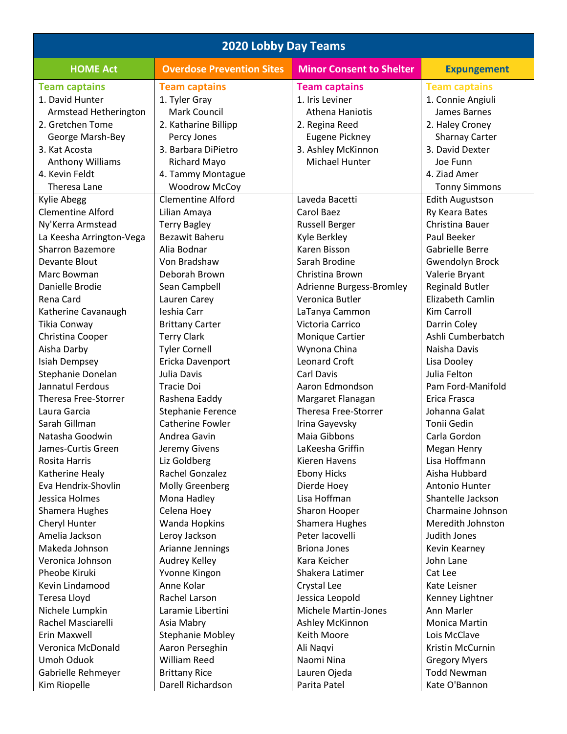# 2020 Lobby Day Teams

| HOME Act | Overdose Prevention Sites | Minor Consent to Shelter | Expungement |
|---|---|---|---|
| **Team captains** | **Team captains** | **Team captains** | **Team captains** |
| 1. David Hunter | 1. Tyler Gray | 1. Iris Leviner | 1. Connie Angiuli |
| Armstead Hetherington | Mark Council | Athena Haniotis | James Barnes |
| 2. Gretchen Tome | 2. Katharine Billipp | 2. Regina Reed | 2. Haley Croney |
| George Marsh-Bey | Percy Jones | Eugene Pickney | Sharnay Carter |
| 3. Kat Acosta | 3. Barbara DiPietro | 3. Ashley McKinnon | 3. David Dexter |
| Anthony Williams | Richard Mayo | Michael Hunter | Joe Funn |
| 4. Kevin Feldt | 4. Tammy Montague | | 4. Ziad Amer |
| Theresa Lane | Woodrow McCoy | | Tonny Simmons |
| Kylie Abegg | Clementine Alford | Laveda Bacetti | Edith Augustson |
| Clementine Alford | Lilian Amaya | Carol Baez | Ry Keara Bates |
| Ny'Kerra Armstead | Terry Bagley | Russell Berger | Christina Bauer |
| La Keesha Arrington-Vega | Bezawit Baheru | Kyle Berkley | Paul Beeker |
| Sharron Bazemore | Alia Bodnar | Karen Bisson | Gabrielle Berre |
| Devante Blout | Von Bradshaw | Sarah Brodine | Gwendolyn Brock |
| Marc Bowman | Deborah Brown | Christina Brown | Valerie Bryant |
| Danielle Brodie | Sean Campbell | Adrienne Burgess-Bromley | Reginald Butler |
| Rena Card | Lauren Carey | Veronica Butler | Elizabeth Camlin |
| Katherine Cavanaugh | Ieshia Carr | LaTanya Cammon | Kim Carroll |
| Tikia Conway | Brittany Carter | Victoria Carrico | Darrin Coley |
| Christina Cooper | Terry Clark | Monique Cartier | Ashli Cumberbatch |
| Aisha Darby | Tyler Cornell | Wynona China | Naisha Davis |
| Isiah Dempsey | Ericka Davenport | Leonard Croft | Lisa Dooley |
| Stephanie Donelan | Julia Davis | Carl Davis | Julia Felton |
| Jannatul Ferdous | Tracie Doi | Aaron Edmondson | Pam Ford-Manifold |
| Theresa Free-Storrer | Rashena Eaddy | Margaret Flanagan | Erica Frasca |
| Laura Garcia | Stephanie Ference | Theresa Free-Storrer | Johanna Galat |
| Sarah Gillman | Catherine Fowler | Irina Gayevsky | Tonii Gedin |
| Natasha Goodwin | Andrea Gavin | Maia Gibbons | Carla Gordon |
| James-Curtis Green | Jeremy Givens | LaKeesha Griffin | Megan Henry |
| Rosita Harris | Liz Goldberg | Kieren Havens | Lisa Hoffmann |
| Katherine Healy | Rachel Gonzalez | Ebony Hicks | Aisha Hubbard |
| Eva Hendrix-Shovlin | Molly Greenberg | Dierde Hoey | Antonio Hunter |
| Jessica Holmes | Mona Hadley | Lisa Hoffman | Shantelle Jackson |
| Shamera Hughes | Celena Hoey | Sharon Hooper | Charmaine Johnson |
| Cheryl Hunter | Wanda Hopkins | Shamera Hughes | Meredith Johnston |
| Amelia Jackson | Leroy Jackson | Peter Iacovelli | Judith Jones |
| Makeda Johnson | Arianne Jennings | Briona Jones | Kevin Kearney |
| Veronica Johnson | Audrey Kelley | Kara Keicher | John Lane |
| Pheobe Kiruki | Yvonne Kingon | Shakera Latimer | Cat Lee |
| Kevin Lindamood | Anne Kolar | Crystal Lee | Kate Leisner |
| Teresa Lloyd | Rachel Larson | Jessica Leopold | Kenney Lightner |
| Nichele Lumpkin | Laramie Libertini | Michele Martin-Jones | Ann Marler |
| Rachel Masciarelli | Asia Mabry | Ashley McKinnon | Monica Martin |
| Erin Maxwell | Stephanie Mobley | Keith Moore | Lois McClave |
| Veronica McDonald | Aaron Perseghin | Ali Naqvi | Kristin McCurnin |
| Umoh Oduok | William Reed | Naomi Nina | Gregory Myers |
| Gabrielle Rehmeyer | Brittany Rice | Lauren Ojeda | Todd Newman |
| Kim Riopelle | Darell Richardson | Parita Patel | Kate O'Bannon |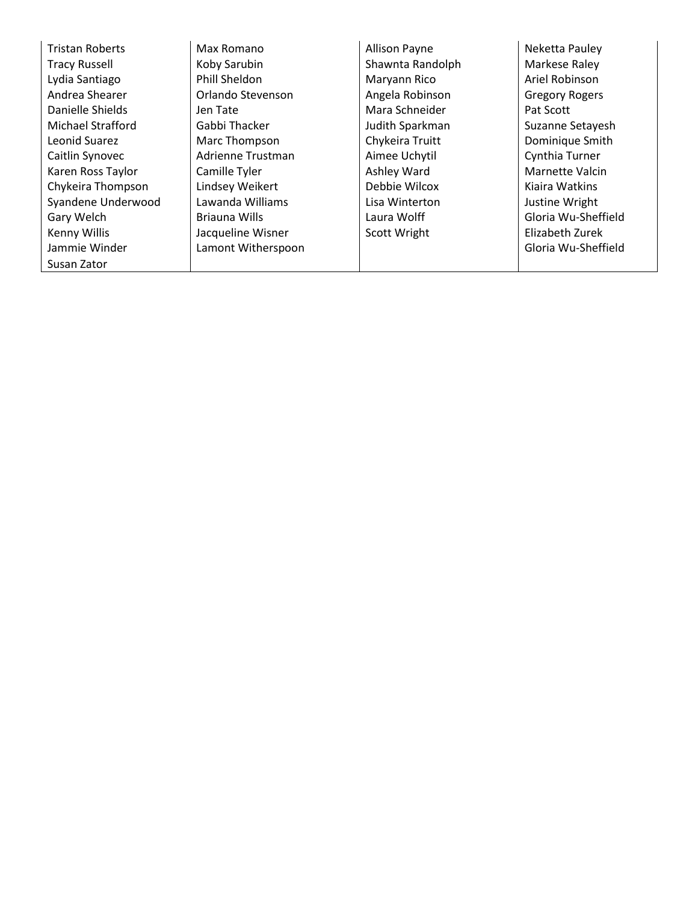| | | | |
|---|---|---|---|
| Tristan Roberts | Max Romano | Allison Payne | Neketta Pauley |
| Tracy Russell | Koby Sarubin | Shawnta Randolph | Markese Raley |
| Lydia Santiago | Phill Sheldon | Maryann Rico | Ariel Robinson |
| Andrea Shearer | Orlando Stevenson | Angela Robinson | Gregory Rogers |
| Danielle Shields | Jen Tate | Mara Schneider | Pat Scott |
| Michael Strafford | Gabbi Thacker | Judith Sparkman | Suzanne Setayesh |
| Leonid Suarez | Marc Thompson | Chykeira Truitt | Dominique Smith |
| Caitlin Synovec | Adrienne Trustman | Aimee Uchytil | Cynthia Turner |
| Karen Ross Taylor | Camille Tyler | Ashley Ward | Marnette Valcin |
| Chykeira Thompson | Lindsey Weikert | Debbie Wilcox | Kiaira Watkins |
| Syandene Underwood | Lawanda Williams | Lisa Winterton | Justine Wright |
| Gary Welch | Briauna Wills | Laura Wolff | Gloria Wu-Sheffield |
| Kenny Willis | Jacqueline Wisner | Scott Wright | Elizabeth Zurek |
| Jammie Winder | Lamont Witherspoon | | Gloria Wu-Sheffield |
| Susan Zator | | | |